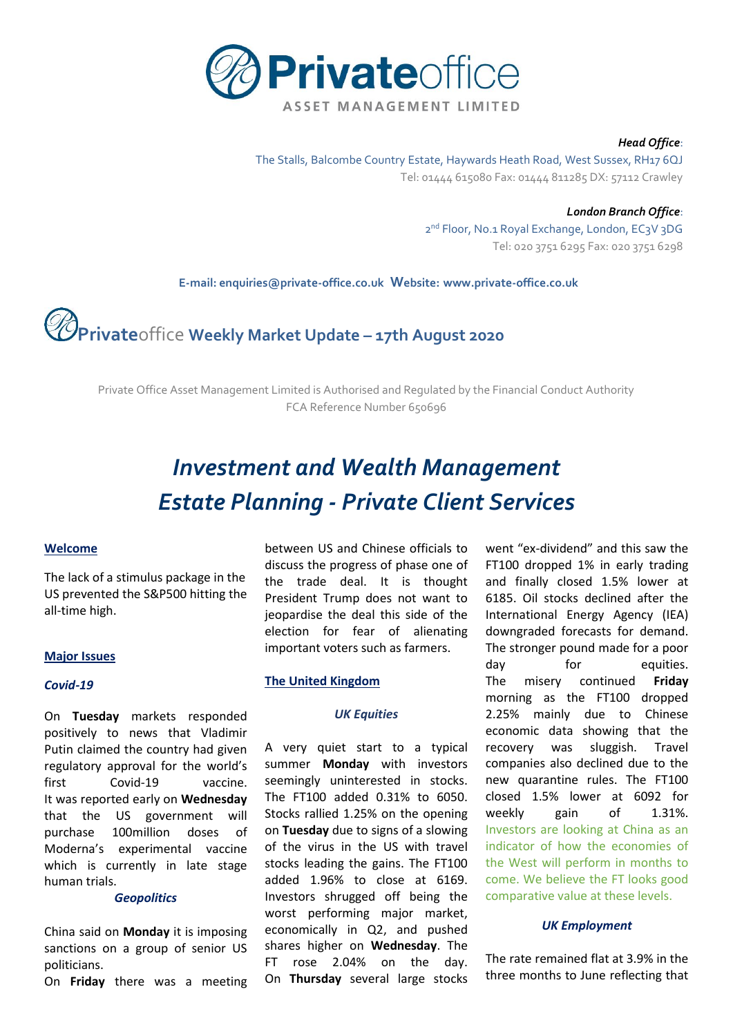**Privateoffice**
ASSET MANAGEMENT LIMITED

***Head Office*:**
The Stalls, Balcombe Country Estate, Haywards Heath Road, West Sussex, RH17 6QJ
Tel: 01444 615080 Fax: 01444 811285 DX: 57112 Crawley

***London Branch Office*:**
2nd Floor, No.1 Royal Exchange, London, EC3V 3DG
Tel: 020 3751 6295 Fax: 020 3751 6298

**E-mail: enquiries@private-office.co.uk Website: www.private-office.co.uk**

# Privateoffice Weekly Market Update – 17th August 2020

Private Office Asset Management Limited is Authorised and Regulated by the Financial Conduct Authority
FCA Reference Number 650696

## *Investment and Wealth Management*
## *Estate Planning - Private Client Services*

### Welcome

The lack of a stimulus package in the US prevented the S&P500 hitting the all-time high.

### Major Issues

#### *Covid-19*

On **Tuesday** markets responded positively to news that Vladimir Putin claimed the country had given regulatory approval for the world's first Covid-19 vaccine. It was reported early on **Wednesday** that the US government will purchase 100million doses of Moderna's experimental vaccine which is currently in late stage human trials.

#### *Geopolitics*

China said on **Monday** it is imposing sanctions on a group of senior US politicians.
On **Friday** there was a meeting between US and Chinese officials to discuss the progress of phase one of the trade deal. It is thought President Trump does not want to jeopardise the deal this side of the election for fear of alienating important voters such as farmers.

### The United Kingdom

#### *UK Equities*

A very quiet start to a typical summer **Monday** with investors seemingly uninterested in stocks. The FT100 added 0.31% to 6050. Stocks rallied 1.25% on the opening on **Tuesday** due to signs of a slowing of the virus in the US with travel stocks leading the gains. The FT100 added 1.96% to close at 6169. Investors shrugged off being the worst performing major market, economically in Q2, and pushed shares higher on **Wednesday**. The FT rose 2.04% on the day. On **Thursday** several large stocks went "ex-dividend" and this saw the FT100 dropped 1% in early trading and finally closed 1.5% lower at 6185. Oil stocks declined after the International Energy Agency (IEA) downgraded forecasts for demand. The stronger pound made for a poor day for equities. The misery continued **Friday** morning as the FT100 dropped 2.25% mainly due to Chinese economic data showing that the recovery was sluggish. Travel companies also declined due to the new quarantine rules. The FT100 closed 1.5% lower at 6092 for weekly gain of 1.31%. Investors are looking at China as an indicator of how the economies of the West will perform in months to come. We believe the FT looks good comparative value at these levels.

#### *UK Employment*

The rate remained flat at 3.9% in the three months to June reflecting that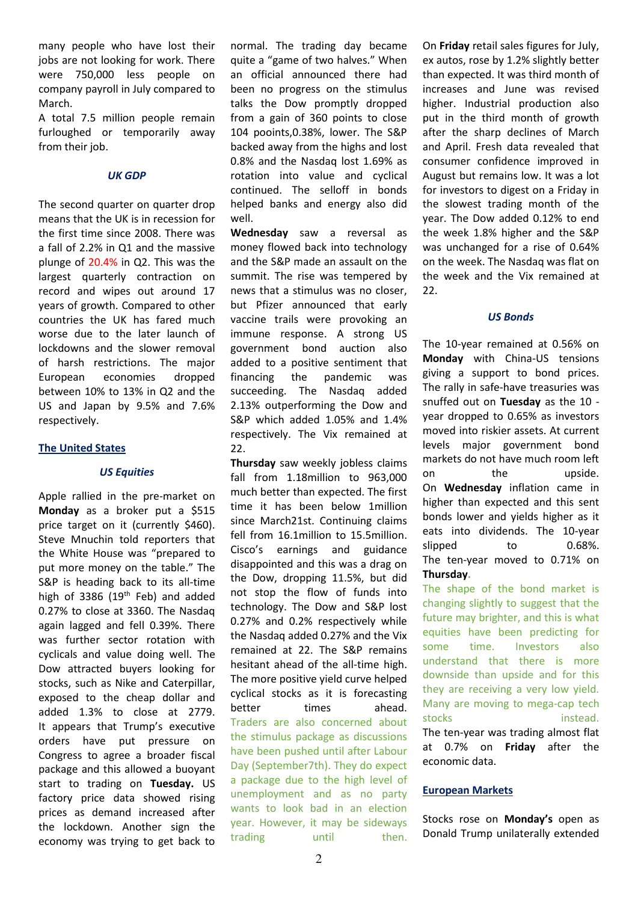many people who have lost their jobs are not looking for work. There were 750,000 less people on company payroll in July compared to March.

A total 7.5 million people remain furloughed or temporarily away from their job.

### *UK GDP*

The second quarter on quarter drop means that the UK is in recession for the first time since 2008. There was a fall of 2.2% in Q1 and the massive plunge of 20.4% in Q2. This was the largest quarterly contraction on record and wipes out around 17 years of growth. Compared to other countries the UK has fared much worse due to the later launch of lockdowns and the slower removal of harsh restrictions. The major European economies dropped between 10% to 13% in Q2 and the US and Japan by 9.5% and 7.6% respectively.

## The United States

### *US Equities*

Apple rallied in the pre-market on **Monday** as a broker put a $515 price target on it (currently $460). Steve Mnuchin told reporters that the White House was "prepared to put more money on the table." The S&P is heading back to its all-time high of 3386 (19th Feb) and added 0.27% to close at 3360. The Nasdaq again lagged and fell 0.39%. There was further sector rotation with cyclicals and value doing well. The Dow attracted buyers looking for stocks, such as Nike and Caterpillar, exposed to the cheap dollar and added 1.3% to close at 2779. It appears that Trump's executive orders have put pressure on Congress to agree a broader fiscal package and this allowed a buoyant start to trading on **Tuesday.** US factory price data showed rising prices as demand increased after the lockdown. Another sign the economy was trying to get back to normal. The trading day became quite a "game of two halves." When an official announced there had been no progress on the stimulus talks the Dow promptly dropped from a gain of 360 points to close 104 pooints,0.38%, lower. The S&P backed away from the highs and lost 0.8% and the Nasdaq lost 1.69% as rotation into value and cyclical continued. The selloff in bonds helped banks and energy also did well.

**Wednesday** saw a reversal as money flowed back into technology and the S&P made an assault on the summit. The rise was tempered by news that a stimulus was no closer, but Pfizer announced that early vaccine trails were provoking an immune response. A strong US government bond auction also added to a positive sentiment that financing the pandemic was succeeding. The Nasdaq added 2.13% outperforming the Dow and S&P which added 1.05% and 1.4% respectively. The Vix remained at 22.

**Thursday** saw weekly jobless claims fall from 1.18million to 963,000 much better than expected. The first time it has been below 1million since March21st. Continuing claims fell from 16.1million to 15.5million. Cisco's earnings and guidance disappointed and this was a drag on the Dow, dropping 11.5%, but did not stop the flow of funds into technology. The Dow and S&P lost 0.27% and 0.2% respectively while the Nasdaq added 0.27% and the Vix remained at 22. The S&P remains hesitant ahead of the all-time high. The more positive yield curve helped cyclical stocks as it is forecasting better times ahead. Traders are also concerned about the stimulus package as discussions have been pushed until after Labour Day (September7th). They do expect a package due to the high level of unemployment and as no party wants to look bad in an election year. However, it may be sideways trading until then.

On **Friday** retail sales figures for July, ex autos, rose by 1.2% slightly better than expected. It was third month of increases and June was revised higher. Industrial production also put in the third month of growth after the sharp declines of March and April. Fresh data revealed that consumer confidence improved in August but remains low. It was a lot for investors to digest on a Friday in the slowest trading month of the year. The Dow added 0.12% to end the week 1.8% higher and the S&P was unchanged for a rise of 0.64% on the week. The Nasdaq was flat on the week and the Vix remained at 22.

### *US Bonds*

The 10-year remained at 0.56% on **Monday** with China-US tensions giving a support to bond prices. The rally in safe-have treasuries was snuffed out on **Tuesday** as the 10 -year dropped to 0.65% as investors moved into riskier assets. At current levels major government bond markets do not have much room left on the upside.

On **Wednesday** inflation came in higher than expected and this sent bonds lower and yields higher as it eats into dividends. The 10-year slipped to 0.68%.

The ten-year moved to 0.71% on **Thursday**.

The shape of the bond market is changing slightly to suggest that the future may brighter, and this is what equities have been predicting for some time. Investors also understand that there is more downside than upside and for this they are receiving a very low yield. Many are moving to mega-cap tech stocks instead.

The ten-year was trading almost flat at 0.7% on **Friday** after the economic data.

## European Markets

Stocks rose on **Monday's** open as Donald Trump unilaterally extended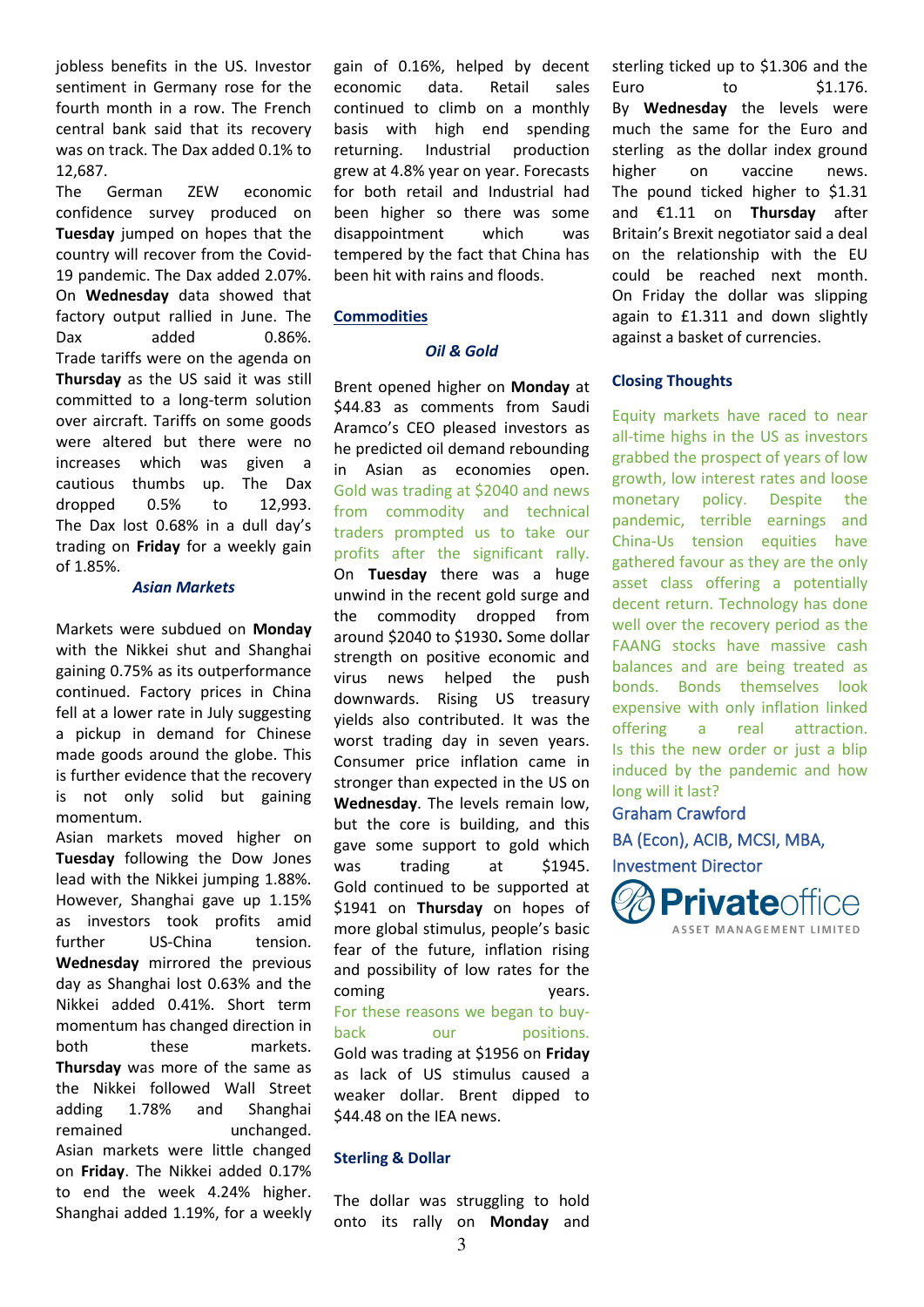jobless benefits in the US. Investor sentiment in Germany rose for the fourth month in a row. The French central bank said that its recovery was on track. The Dax added 0.1% to 12,687.

The German ZEW economic confidence survey produced on **Tuesday** jumped on hopes that the country will recover from the Covid-19 pandemic. The Dax added 2.07%. On **Wednesday** data showed that factory output rallied in June. The Dax added 0.86%. Trade tariffs were on the agenda on **Thursday** as the US said it was still committed to a long-term solution over aircraft. Tariffs on some goods were altered but there were no increases which was given a cautious thumbs up. The Dax dropped 0.5% to 12,993. The Dax lost 0.68% in a dull day's trading on **Friday** for a weekly gain of 1.85%.

### *Asian Markets*

Markets were subdued on **Monday** with the Nikkei shut and Shanghai gaining 0.75% as its outperformance continued. Factory prices in China fell at a lower rate in July suggesting a pickup in demand for Chinese made goods around the globe. This is further evidence that the recovery is not only solid but gaining momentum.

Asian markets moved higher on **Tuesday** following the Dow Jones lead with the Nikkei jumping 1.88%. However, Shanghai gave up 1.15% as investors took profits amid further US-China tension. **Wednesday** mirrored the previous day as Shanghai lost 0.63% and the Nikkei added 0.41%. Short term momentum has changed direction in both these markets. **Thursday** was more of the same as the Nikkei followed Wall Street adding 1.78% and Shanghai remained unchanged. Asian markets were little changed on **Friday**. The Nikkei added 0.17% to end the week 4.24% higher. Shanghai added 1.19%, for a weekly gain of 0.16%, helped by decent economic data. Retail sales continued to climb on a monthly basis with high end spending returning. Industrial production grew at 4.8% year on year. Forecasts for both retail and Industrial had been higher so there was some disappointment which was tempered by the fact that China has been hit with rains and floods.

## Commodities

### *Oil & Gold*

Brent opened higher on **Monday** at $44.83 as comments from Saudi Aramco's CEO pleased investors as he predicted oil demand rebounding in Asian as economies open. Gold was trading at $2040 and news from commodity and technical traders prompted us to take our profits after the significant rally. On **Tuesday** there was a huge unwind in the recent gold surge and the commodity dropped from around $2040 to $1930**.** Some dollar strength on positive economic and virus news helped the push downwards. Rising US treasury yields also contributed. It was the worst trading day in seven years. Consumer price inflation came in stronger than expected in the US on **Wednesday**. The levels remain low, but the core is building, and this gave some support to gold which was trading at $1945. Gold continued to be supported at $1941 on **Thursday** on hopes of more global stimulus, people's basic fear of the future, inflation rising and possibility of low rates for the coming years. For these reasons we began to buy-back our positions. Gold was trading at $1956 on **Friday** as lack of US stimulus caused a weaker dollar. Brent dipped to $44.48 on the IEA news.

### Sterling & Dollar

The dollar was struggling to hold onto its rally on **Monday** and sterling ticked up to $1.306 and the Euro to $1.176. By **Wednesday** the levels were much the same for the Euro and sterling as the dollar index ground higher on vaccine news. The pound ticked higher to $1.31 and €1.11 on **Thursday** after Britain's Brexit negotiator said a deal on the relationship with the EU could be reached next month. On Friday the dollar was slipping again to £1.311 and down slightly against a basket of currencies.

### Closing Thoughts

Equity markets have raced to near all-time highs in the US as investors grabbed the prospect of years of low growth, low interest rates and loose monetary policy. Despite the pandemic, terrible earnings and China-Us tension equities have gathered favour as they are the only asset class offering a potentially decent return. Technology has done well over the recovery period as the FAANG stocks have massive cash balances and are being treated as bonds. Bonds themselves look expensive with only inflation linked offering a real attraction. Is this the new order or just a blip induced by the pandemic and how long will it last?

Graham Crawford

BA (Econ), ACIB, MCSI, MBA,

Investment Director

Privateoffice
ASSET MANAGEMENT LIMITED